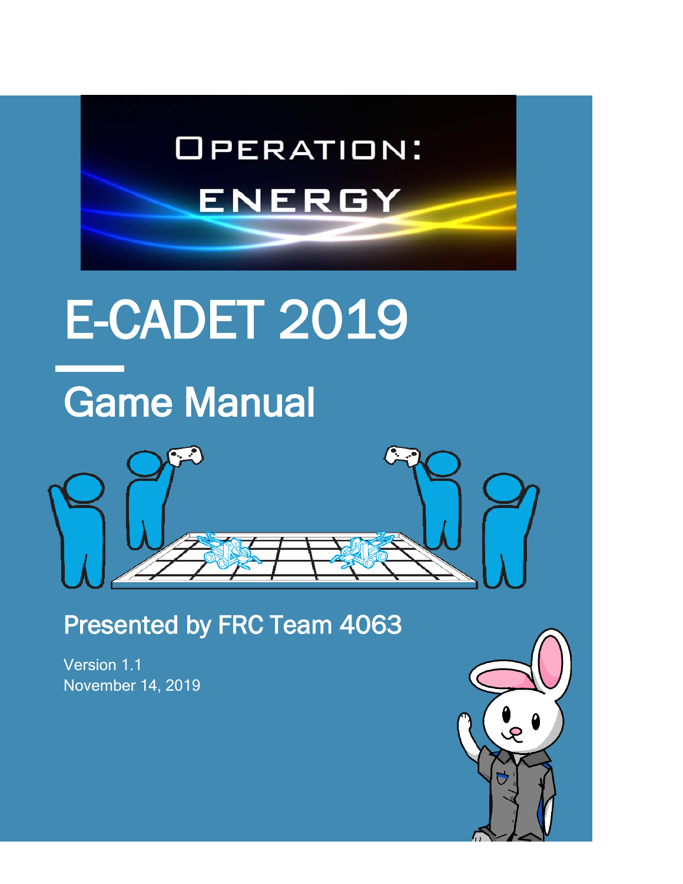OPERATION:

ENERGY

# E-CADET 2019

## Game Manual

### Presented by FRC Team 4063

Version 1.1
November 14, 2019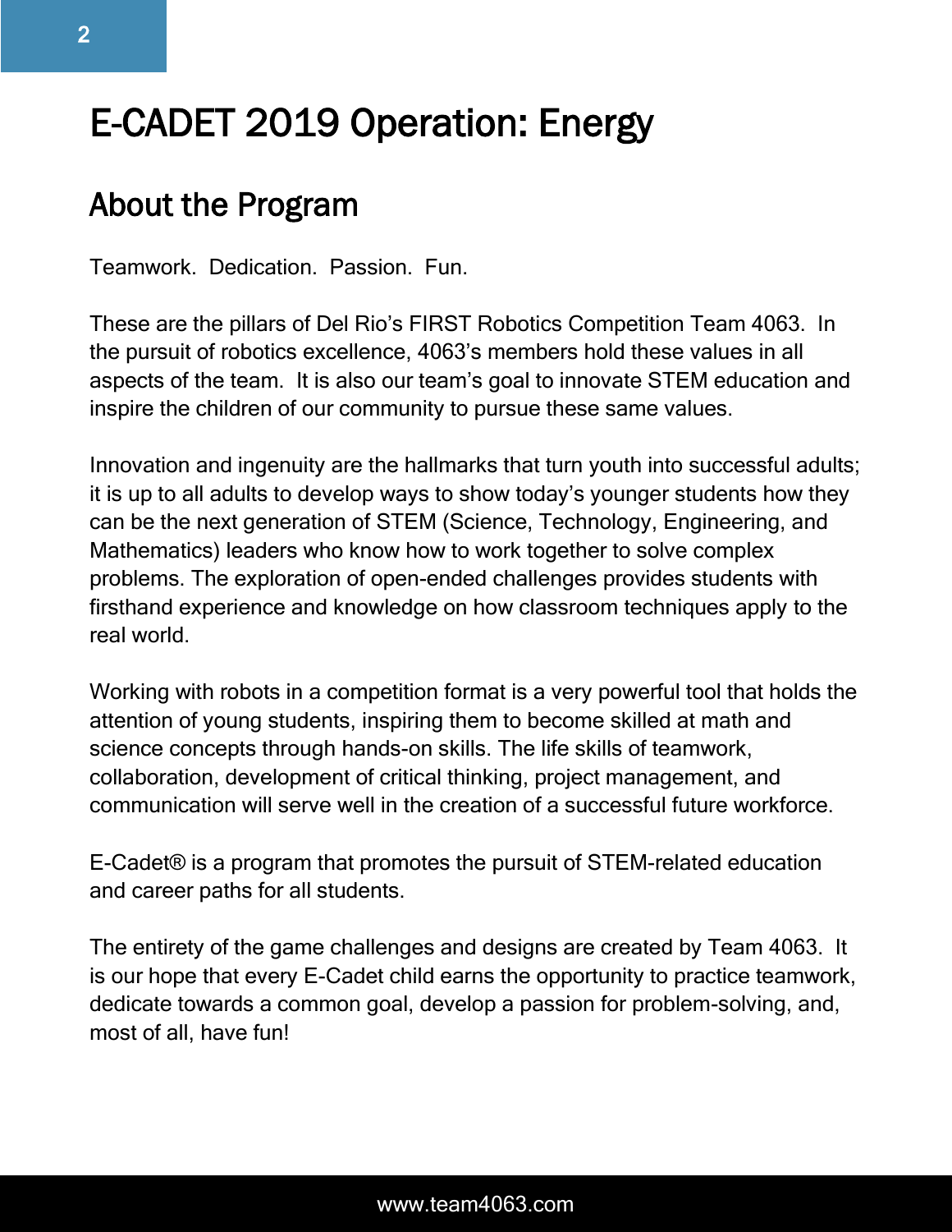# E-CADET 2019 Operation: Energy

## About the Program

Teamwork. Dedication. Passion. Fun.

These are the pillars of Del Rio's FIRST Robotics Competition Team 4063. In the pursuit of robotics excellence, 4063's members hold these values in all aspects of the team. It is also our team's goal to innovate STEM education and inspire the children of our community to pursue these same values.

Innovation and ingenuity are the hallmarks that turn youth into successful adults; it is up to all adults to develop ways to show today's younger students how they can be the next generation of STEM (Science, Technology, Engineering, and Mathematics) leaders who know how to work together to solve complex problems. The exploration of open-ended challenges provides students with firsthand experience and knowledge on how classroom techniques apply to the real world.

Working with robots in a competition format is a very powerful tool that holds the attention of young students, inspiring them to become skilled at math and science concepts through hands-on skills. The life skills of teamwork, collaboration, development of critical thinking, project management, and communication will serve well in the creation of a successful future workforce.

E-Cadet® is a program that promotes the pursuit of STEM-related education and career paths for all students.

The entirety of the game challenges and designs are created by Team 4063. It is our hope that every E-Cadet child earns the opportunity to practice teamwork, dedicate towards a common goal, develop a passion for problem-solving, and, most of all, have fun!

www.team4063.com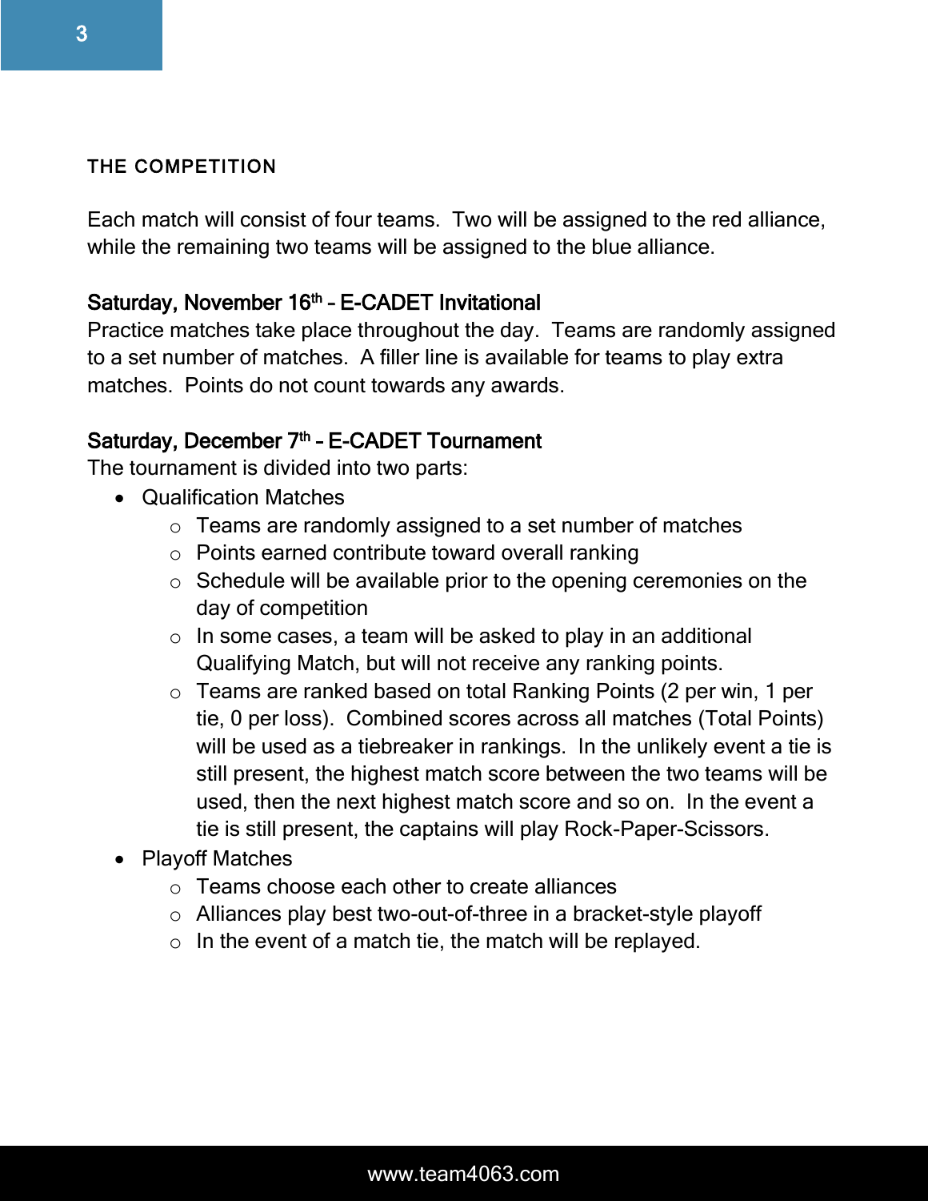## THE COMPETITION

Each match will consist of four teams. Two will be assigned to the red alliance, while the remaining two teams will be assigned to the blue alliance.

**Saturday, November 16th – E-CADET Invitational**
Practice matches take place throughout the day. Teams are randomly assigned to a set number of matches. A filler line is available for teams to play extra matches. Points do not count towards any awards.

**Saturday, December 7th – E-CADET Tournament**
The tournament is divided into two parts:

- Qualification Matches
  - Teams are randomly assigned to a set number of matches
  - Points earned contribute toward overall ranking
  - Schedule will be available prior to the opening ceremonies on the day of competition
  - In some cases, a team will be asked to play in an additional Qualifying Match, but will not receive any ranking points.
  - Teams are ranked based on total Ranking Points (2 per win, 1 per tie, 0 per loss). Combined scores across all matches (Total Points) will be used as a tiebreaker in rankings. In the unlikely event a tie is still present, the highest match score between the two teams will be used, then the next highest match score and so on. In the event a tie is still present, the captains will play Rock-Paper-Scissors.
- Playoff Matches
  - Teams choose each other to create alliances
  - Alliances play best two-out-of-three in a bracket-style playoff
  - In the event of a match tie, the match will be replayed.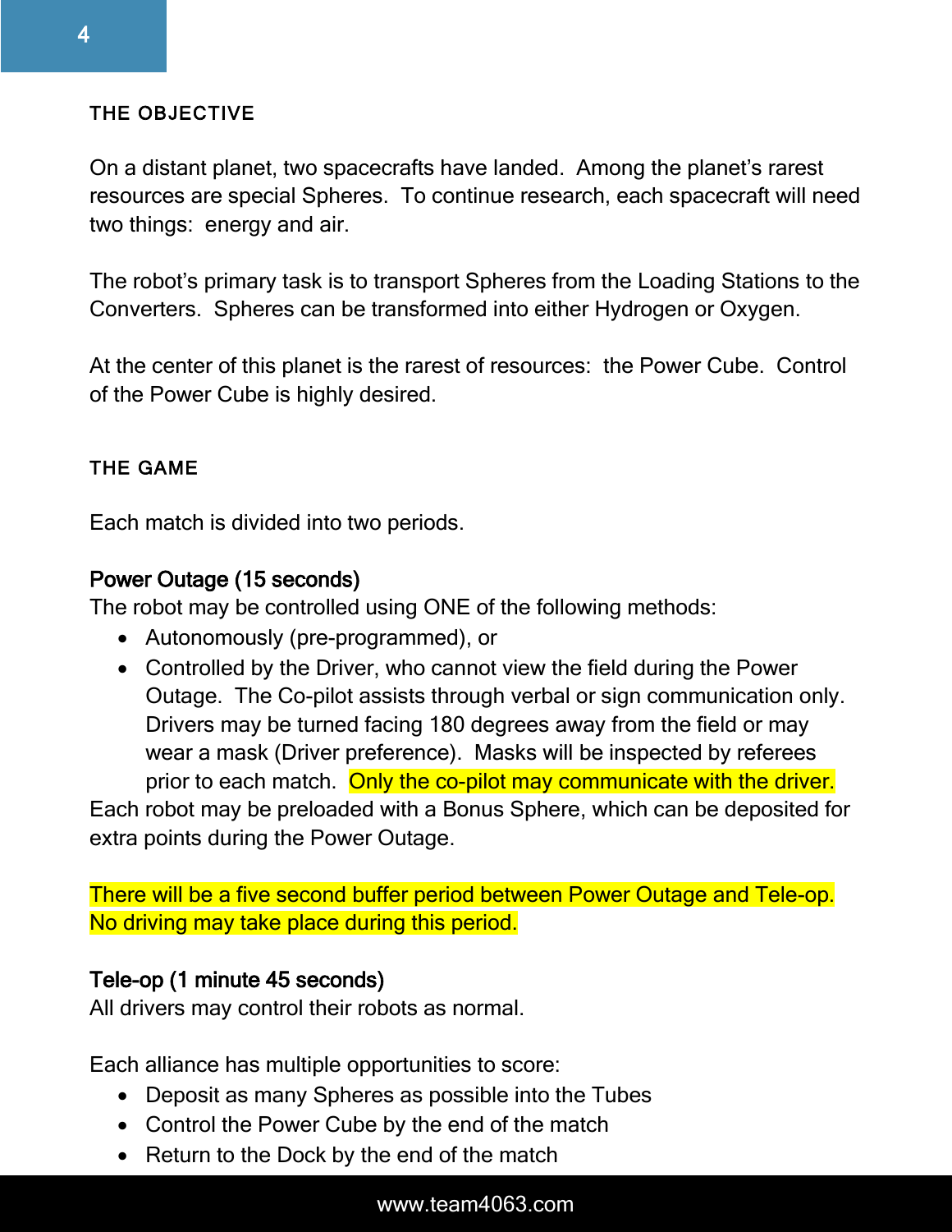## THE OBJECTIVE

On a distant planet, two spacecrafts have landed. Among the planet's rarest resources are special Spheres. To continue research, each spacecraft will need two things: energy and air.

The robot's primary task is to transport Spheres from the Loading Stations to the Converters. Spheres can be transformed into either Hydrogen or Oxygen.

At the center of this planet is the rarest of resources: the Power Cube. Control of the Power Cube is highly desired.

## THE GAME

Each match is divided into two periods.

### Power Outage (15 seconds)

The robot may be controlled using ONE of the following methods:

- Autonomously (pre-programmed), or
- Controlled by the Driver, who cannot view the field during the Power Outage. The Co-pilot assists through verbal or sign communication only. Drivers may be turned facing 180 degrees away from the field or may wear a mask (Driver preference). Masks will be inspected by referees prior to each match. Only the co-pilot may communicate with the driver.

Each robot may be preloaded with a Bonus Sphere, which can be deposited for extra points during the Power Outage.

There will be a five second buffer period between Power Outage and Tele-op. No driving may take place during this period.

### Tele-op (1 minute 45 seconds)

All drivers may control their robots as normal.

Each alliance has multiple opportunities to score:

- Deposit as many Spheres as possible into the Tubes
- Control the Power Cube by the end of the match
- Return to the Dock by the end of the match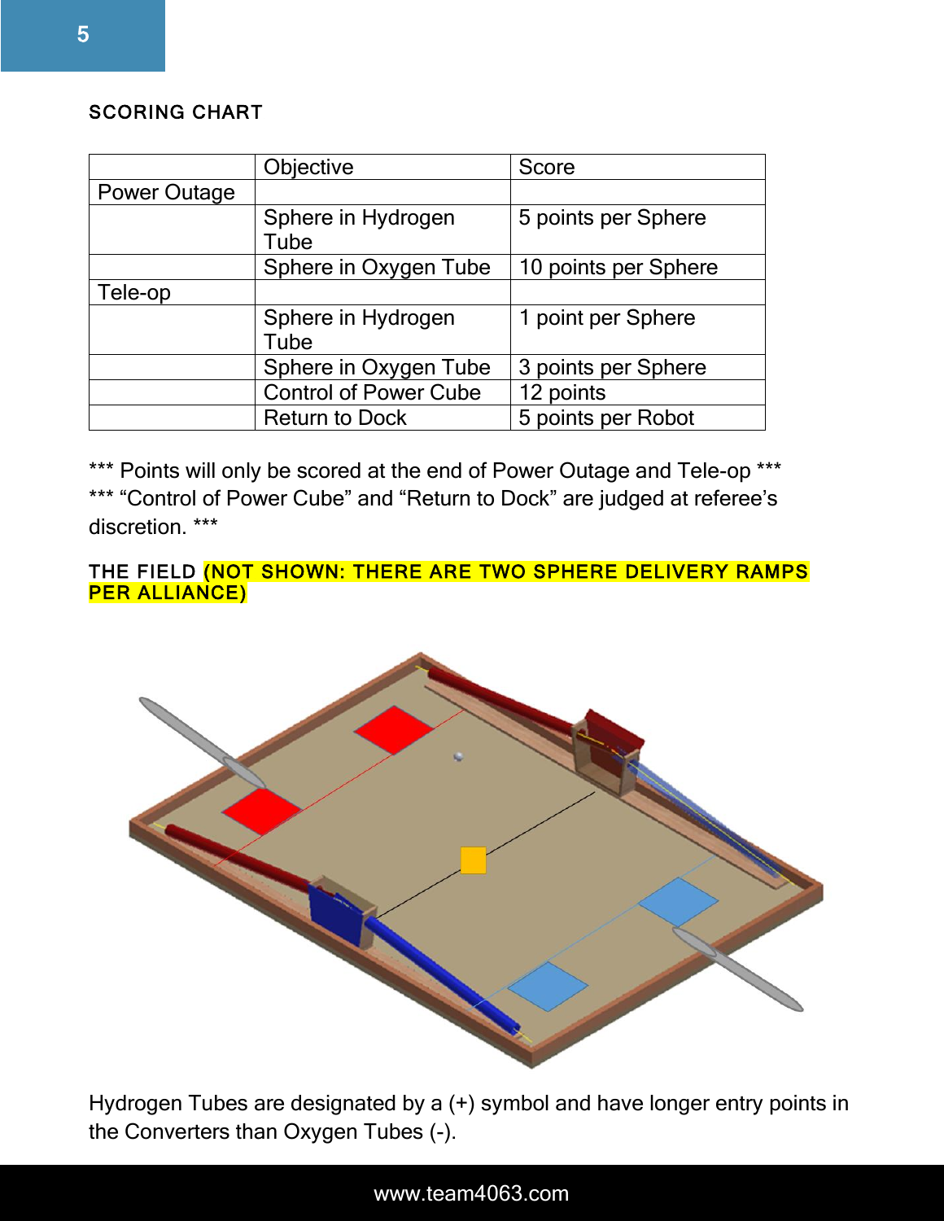## SCORING CHART

| | Objective | Score |
|---|---|---|
| Power Outage | | |
| | Sphere in Hydrogen Tube | 5 points per Sphere |
| | Sphere in Oxygen Tube | 10 points per Sphere |
| Tele-op | | |
| | Sphere in Hydrogen Tube | 1 point per Sphere |
| | Sphere in Oxygen Tube | 3 points per Sphere |
| | Control of Power Cube | 12 points |
| | Return to Dock | 5 points per Robot |

*** Points will only be scored at the end of Power Outage and Tele-op ***
*** “Control of Power Cube” and “Return to Dock” are judged at referee’s discretion. ***

## THE FIELD (NOT SHOWN: THERE ARE TWO SPHERE DELIVERY RAMPS PER ALLIANCE)

Hydrogen Tubes are designated by a (+) symbol and have longer entry points in the Converters than Oxygen Tubes (-).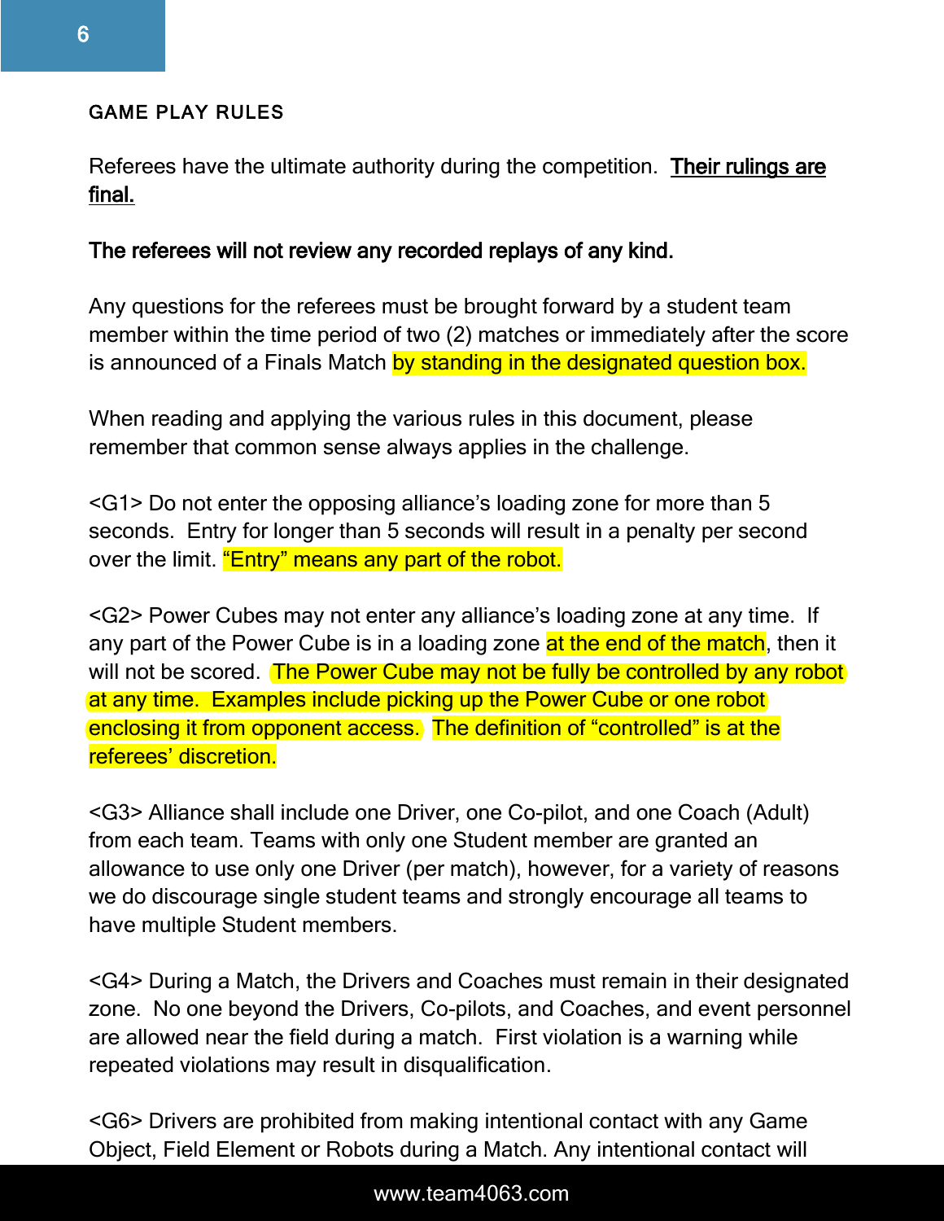## GAME PLAY RULES

Referees have the ultimate authority during the competition. **Their rulings are final.**

**The referees will not review any recorded replays of any kind.**

Any questions for the referees must be brought forward by a student team member within the time period of two (2) matches or immediately after the score is announced of a Finals Match by standing in the designated question box.

When reading and applying the various rules in this document, please remember that common sense always applies in the challenge.

<G1> Do not enter the opposing alliance's loading zone for more than 5 seconds. Entry for longer than 5 seconds will result in a penalty per second over the limit. "Entry" means any part of the robot.

<G2> Power Cubes may not enter any alliance's loading zone at any time. If any part of the Power Cube is in a loading zone at the end of the match, then it will not be scored. The Power Cube may not be fully be controlled by any robot at any time. Examples include picking up the Power Cube or one robot enclosing it from opponent access. The definition of "controlled" is at the referees' discretion.

<G3> Alliance shall include one Driver, one Co-pilot, and one Coach (Adult) from each team. Teams with only one Student member are granted an allowance to use only one Driver (per match), however, for a variety of reasons we do discourage single student teams and strongly encourage all teams to have multiple Student members.

<G4> During a Match, the Drivers and Coaches must remain in their designated zone. No one beyond the Drivers, Co-pilots, and Coaches, and event personnel are allowed near the field during a match. First violation is a warning while repeated violations may result in disqualification.

<G6> Drivers are prohibited from making intentional contact with any Game Object, Field Element or Robots during a Match. Any intentional contact will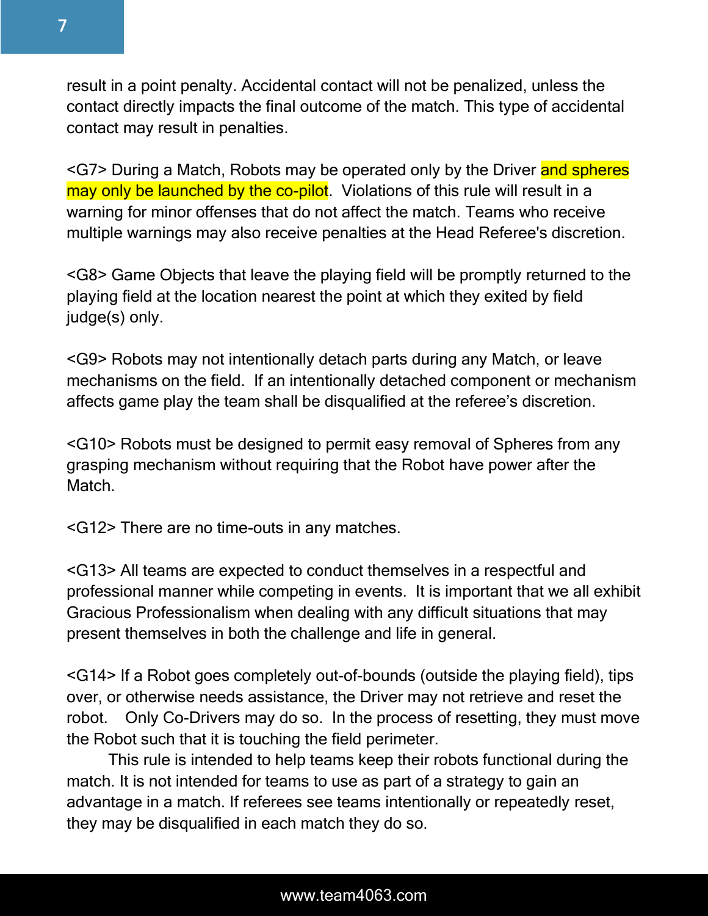result in a point penalty. Accidental contact will not be penalized, unless the contact directly impacts the final outcome of the match. This type of accidental contact may result in penalties.

<G7> During a Match, Robots may be operated only by the Driver and spheres may only be launched by the co-pilot. Violations of this rule will result in a warning for minor offenses that do not affect the match. Teams who receive multiple warnings may also receive penalties at the Head Referee's discretion.

<G8> Game Objects that leave the playing field will be promptly returned to the playing field at the location nearest the point at which they exited by field judge(s) only.

<G9> Robots may not intentionally detach parts during any Match, or leave mechanisms on the field. If an intentionally detached component or mechanism affects game play the team shall be disqualified at the referee's discretion.

<G10> Robots must be designed to permit easy removal of Spheres from any grasping mechanism without requiring that the Robot have power after the Match.

<G12> There are no time-outs in any matches.

<G13> All teams are expected to conduct themselves in a respectful and professional manner while competing in events. It is important that we all exhibit Gracious Professionalism when dealing with any difficult situations that may present themselves in both the challenge and life in general.

<G14> If a Robot goes completely out-of-bounds (outside the playing field), tips over, or otherwise needs assistance, the Driver may not retrieve and reset the robot. Only Co-Drivers may do so. In the process of resetting, they must move the Robot such that it is touching the field perimeter.

This rule is intended to help teams keep their robots functional during the match. It is not intended for teams to use as part of a strategy to gain an advantage in a match. If referees see teams intentionally or repeatedly reset, they may be disqualified in each match they do so.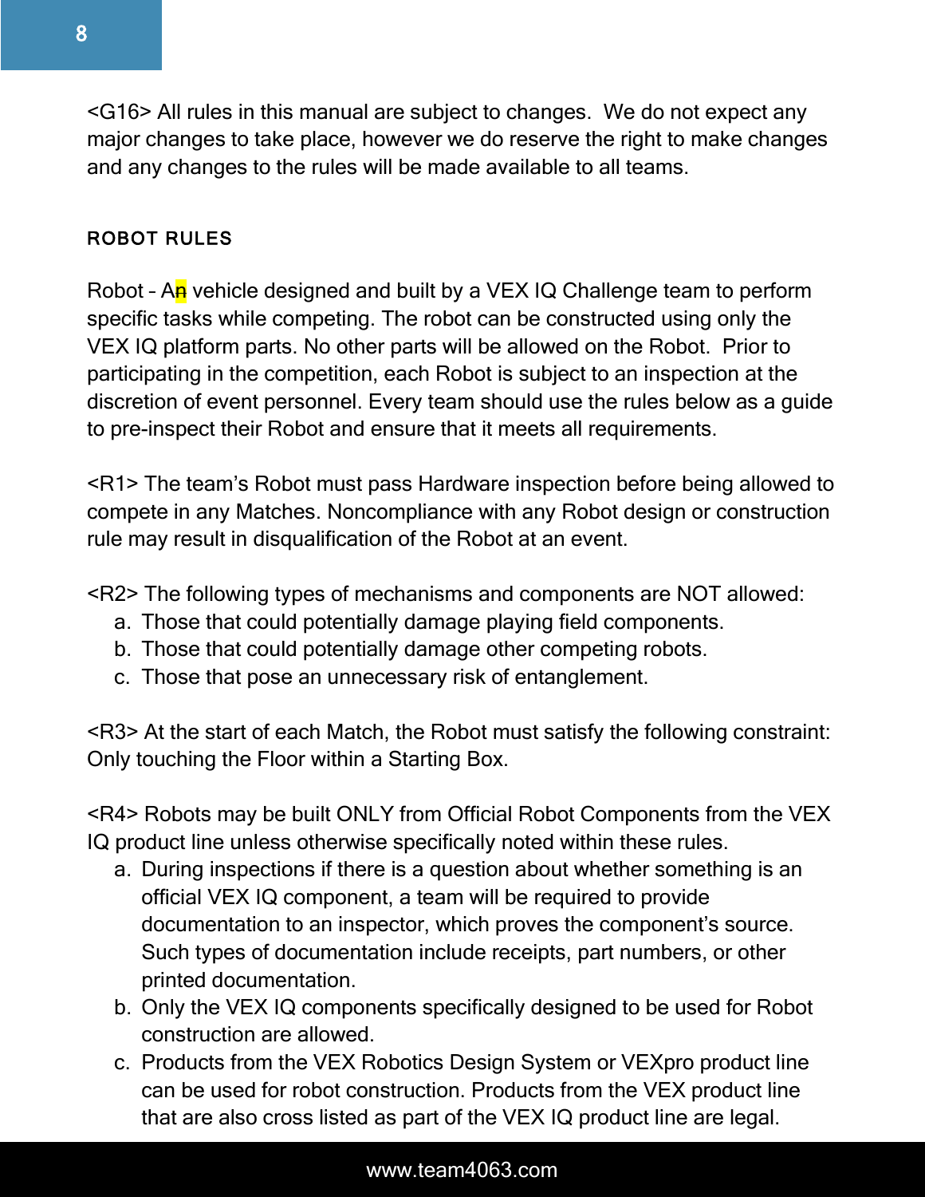<G16> All rules in this manual are subject to changes.  We do not expect any major changes to take place, however we do reserve the right to make changes and any changes to the rules will be made available to all teams.

## ROBOT RULES

Robot – An vehicle designed and built by a VEX IQ Challenge team to perform specific tasks while competing. The robot can be constructed using only the VEX IQ platform parts. No other parts will be allowed on the Robot.  Prior to participating in the competition, each Robot is subject to an inspection at the discretion of event personnel. Every team should use the rules below as a guide to pre-inspect their Robot and ensure that it meets all requirements.

<R1> The team's Robot must pass Hardware inspection before being allowed to compete in any Matches. Noncompliance with any Robot design or construction rule may result in disqualification of the Robot at an event.

<R2> The following types of mechanisms and components are NOT allowed:

a. Those that could potentially damage playing field components.
b. Those that could potentially damage other competing robots.
c. Those that pose an unnecessary risk of entanglement.

<R3> At the start of each Match, the Robot must satisfy the following constraint: Only touching the Floor within a Starting Box.

<R4> Robots may be built ONLY from Official Robot Components from the VEX IQ product line unless otherwise specifically noted within these rules.

a. During inspections if there is a question about whether something is an official VEX IQ component, a team will be required to provide documentation to an inspector, which proves the component's source. Such types of documentation include receipts, part numbers, or other printed documentation.
b. Only the VEX IQ components specifically designed to be used for Robot construction are allowed.
c. Products from the VEX Robotics Design System or VEXpro product line can be used for robot construction. Products from the VEX product line that are also cross listed as part of the VEX IQ product line are legal.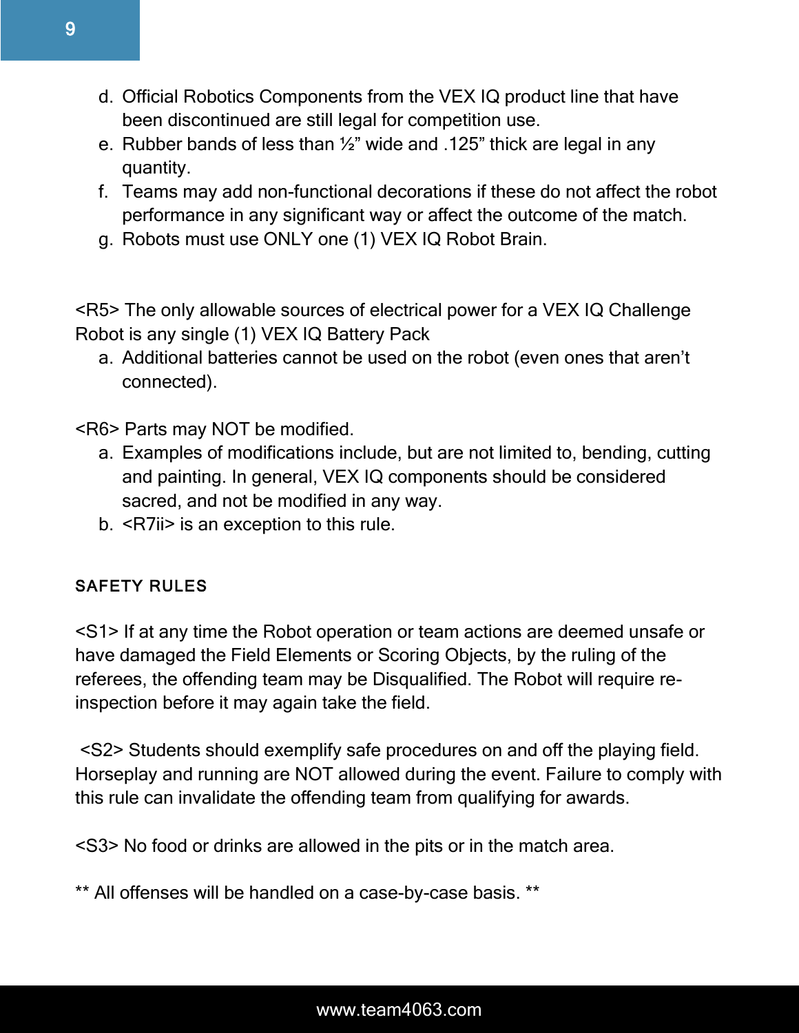d. Official Robotics Components from the VEX IQ product line that have been discontinued are still legal for competition use.
e. Rubber bands of less than ½" wide and .125" thick are legal in any quantity.
f. Teams may add non-functional decorations if these do not affect the robot performance in any significant way or affect the outcome of the match.
g. Robots must use ONLY one (1) VEX IQ Robot Brain.

<R5> The only allowable sources of electrical power for a VEX IQ Challenge Robot is any single (1) VEX IQ Battery Pack

a. Additional batteries cannot be used on the robot (even ones that aren't connected).

<R6> Parts may NOT be modified.

a. Examples of modifications include, but are not limited to, bending, cutting and painting. In general, VEX IQ components should be considered sacred, and not be modified in any way.
b. <R7ii> is an exception to this rule.

## SAFETY RULES

<S1> If at any time the Robot operation or team actions are deemed unsafe or have damaged the Field Elements or Scoring Objects, by the ruling of the referees, the offending team may be Disqualified. The Robot will require re-inspection before it may again take the field.

<S2> Students should exemplify safe procedures on and off the playing field. Horseplay and running are NOT allowed during the event. Failure to comply with this rule can invalidate the offending team from qualifying for awards.

<S3> No food or drinks are allowed in the pits or in the match area.

** All offenses will be handled on a case-by-case basis. **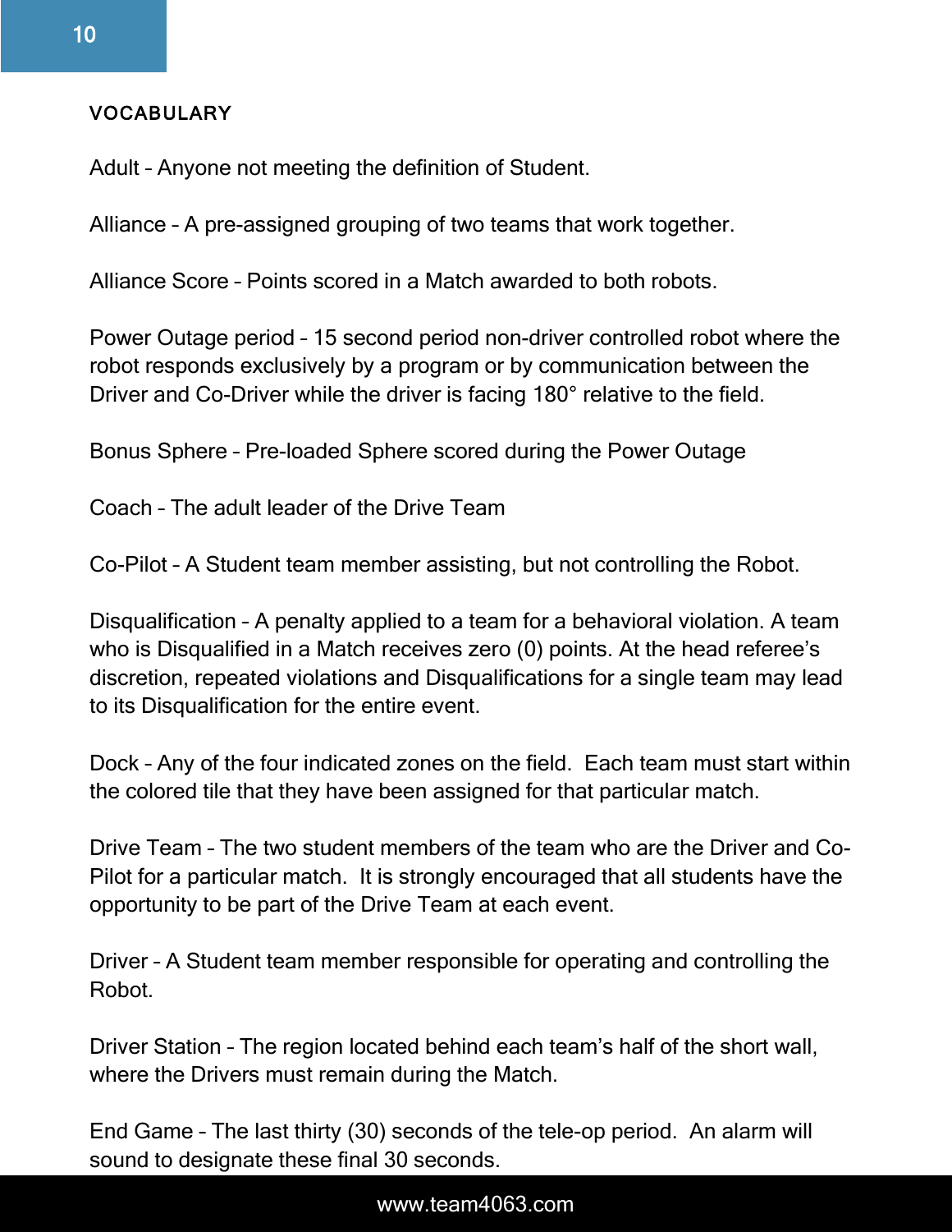## VOCABULARY

Adult – Anyone not meeting the definition of Student.

Alliance – A pre-assigned grouping of two teams that work together.

Alliance Score – Points scored in a Match awarded to both robots.

Power Outage period – 15 second period non-driver controlled robot where the robot responds exclusively by a program or by communication between the Driver and Co-Driver while the driver is facing 180° relative to the field.

Bonus Sphere – Pre-loaded Sphere scored during the Power Outage

Coach – The adult leader of the Drive Team

Co-Pilot – A Student team member assisting, but not controlling the Robot.

Disqualification – A penalty applied to a team for a behavioral violation. A team who is Disqualified in a Match receives zero (0) points. At the head referee's discretion, repeated violations and Disqualifications for a single team may lead to its Disqualification for the entire event.

Dock – Any of the four indicated zones on the field. Each team must start within the colored tile that they have been assigned for that particular match.

Drive Team – The two student members of the team who are the Driver and Co-Pilot for a particular match. It is strongly encouraged that all students have the opportunity to be part of the Drive Team at each event.

Driver – A Student team member responsible for operating and controlling the Robot.

Driver Station – The region located behind each team's half of the short wall, where the Drivers must remain during the Match.

End Game – The last thirty (30) seconds of the tele-op period. An alarm will sound to designate these final 30 seconds.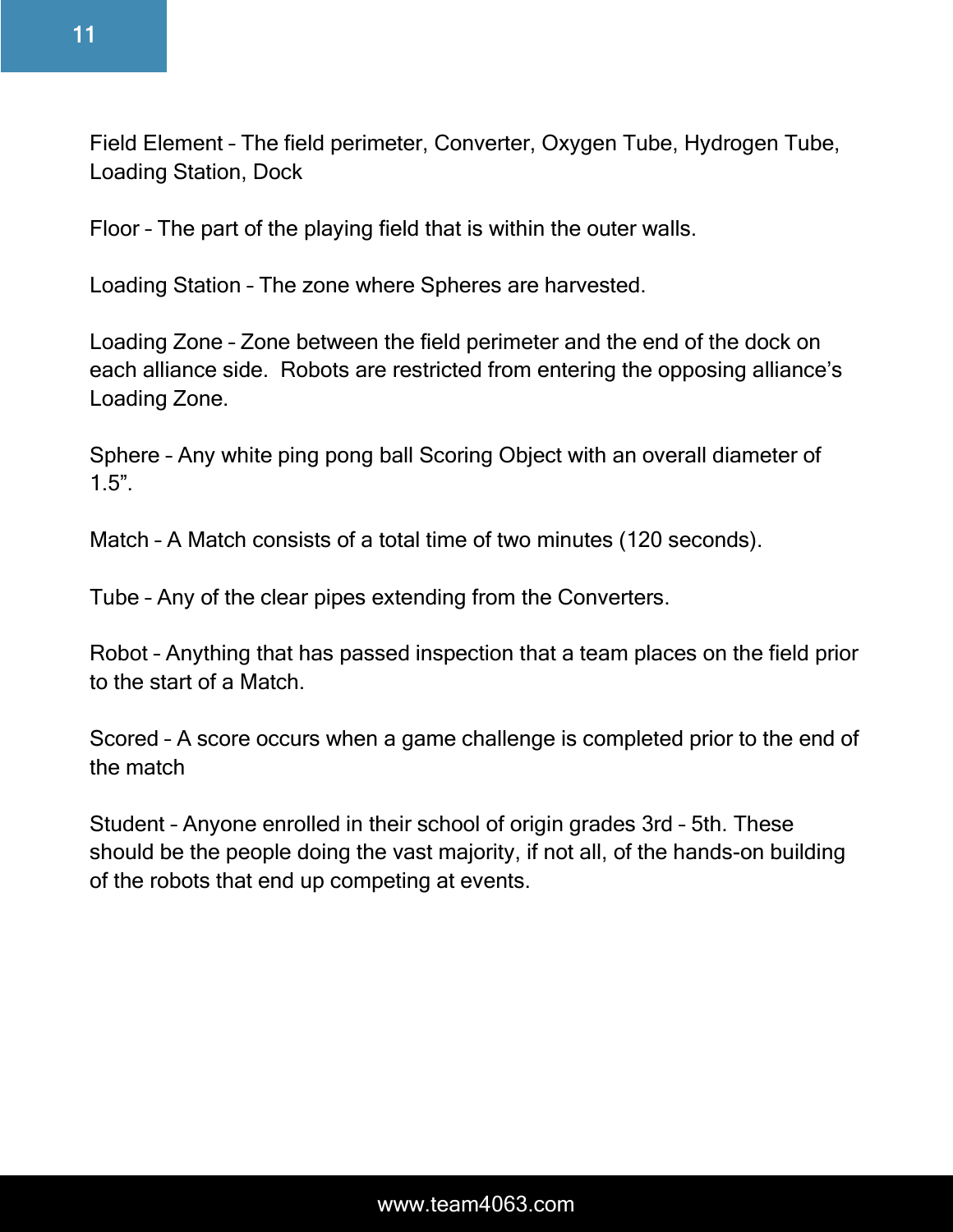Field Element – The field perimeter, Converter, Oxygen Tube, Hydrogen Tube, Loading Station, Dock

Floor – The part of the playing field that is within the outer walls.

Loading Station – The zone where Spheres are harvested.

Loading Zone – Zone between the field perimeter and the end of the dock on each alliance side.  Robots are restricted from entering the opposing alliance's Loading Zone.

Sphere – Any white ping pong ball Scoring Object with an overall diameter of 1.5".

Match – A Match consists of a total time of two minutes (120 seconds).

Tube – Any of the clear pipes extending from the Converters.

Robot – Anything that has passed inspection that a team places on the field prior to the start of a Match.

Scored – A score occurs when a game challenge is completed prior to the end of the match

Student – Anyone enrolled in their school of origin grades 3rd – 5th. These should be the people doing the vast majority, if not all, of the hands-on building of the robots that end up competing at events.